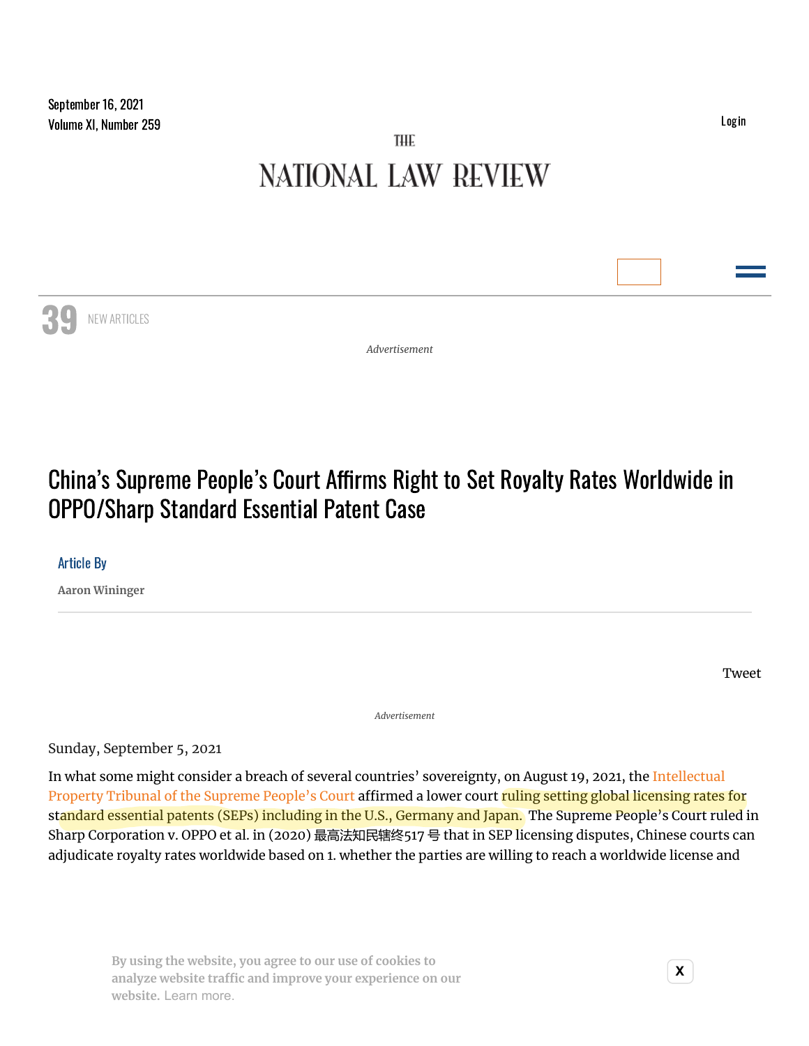# China's Supreme People's Court Affirms Right to Set Royalty Rates Worldwide in OPPO/Sharp Standard Essential Patent Case

Article By

Aaron Wininger

Sunday, September 5, 2021

In what some might consider a breach of several countries' sovereignty, on August 19, 2021, the Intellectual Property Tribunal of the Supreme People's Court affirmed a lower court ruling setting global licensing rates for standard essential patents (SEPs) including in the U.S., Germany and Japan. The Supreme People's Court ruled in Sharp Corporation v. OPPO et al. in (2020) 最高法知民辖终517 号 that in SEP licensing disputes, Chinese courts can adjudicate royalty rates worldwide based on 1. whether the parties are willing to reach a worldwide license and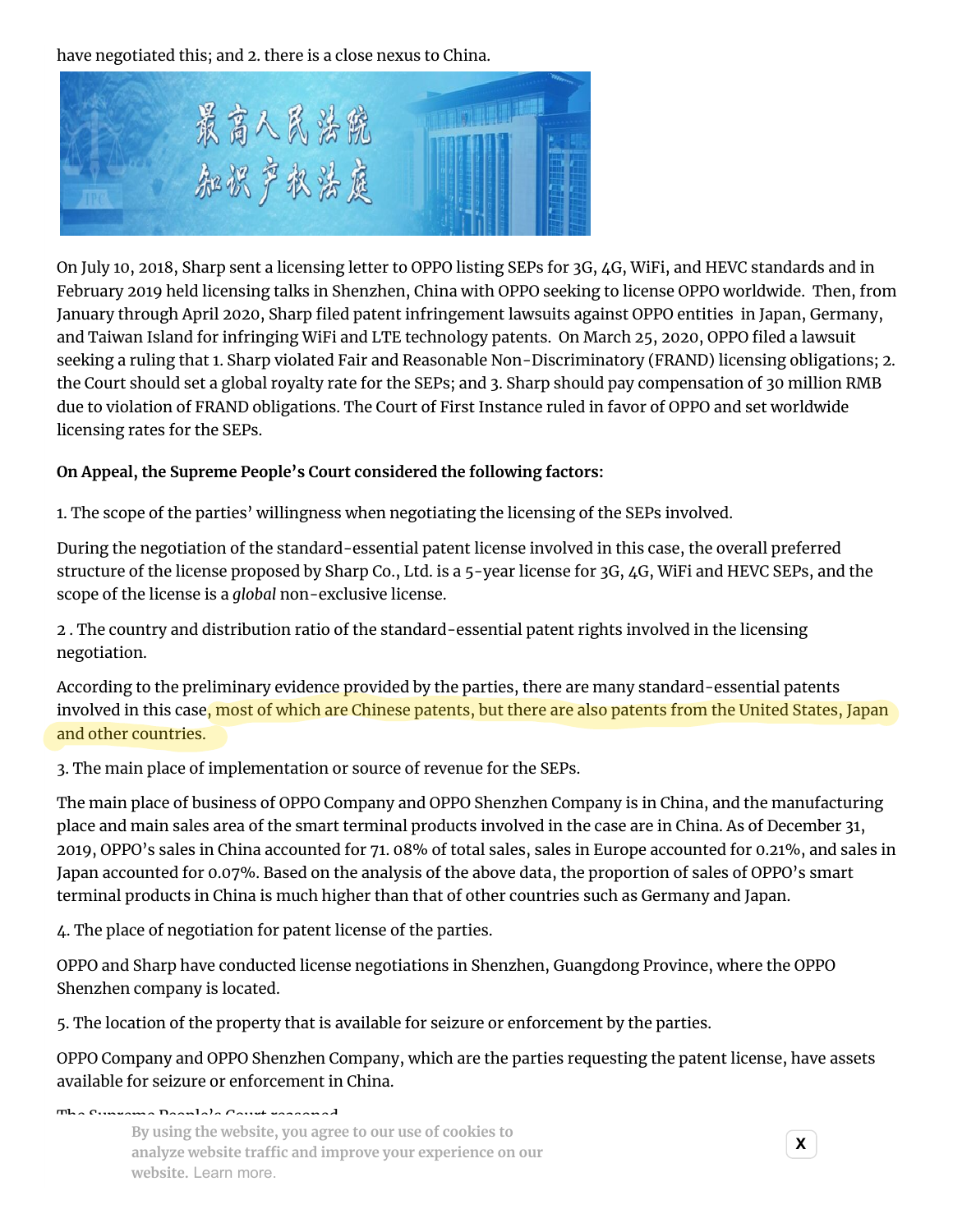have negotiated this; and 2. there is a close nexus to China.

On July 10, 2018, Sharp sent a licensing letter to OPPO listing SEPs for 3G, 4G, WiFi, and HEVC standards and in February 2019 held licensing talks in Shenzhen, China with OPPO seeking to license OPPO worldwide. Then, from January through April 2020, Sharp filed patent infringement lawsuits against OPPO entities in Japan, Germany, and Taiwan Island for infringing WiFi and LTE technology patents. On March 25, 2020, OPPO filed a lawsuit seeking a ruling that 1. Sharp violated Fair and Reasonable Non-Discriminatory (FRAND) licensing obligations; 2. the Court should set a global royalty rate for the SEPs; and 3. Sharp should pay compensation of 30 million RMB due to violation of FRAND obligations. The Court of First Instance ruled in favor of OPPO and set worldwide licensing rates for the SEPs.

**On Appeal, the Supreme People's Court considered the following factors:**

1. The scope of the parties' willingness when negotiating the licensing of the SEPs involved.

During the negotiation of the standard-essential patent license involved in this case, the overall preferred structure of the license proposed by Sharp Co., Ltd. is a 5-year license for 3G, 4G, WiFi and HEVC SEPs, and the scope of the license is a *global* non-exclusive license.

2 . The country and distribution ratio of the standard-essential patent rights involved in the licensing negotiation.

According to the preliminary evidence provided by the parties, there are many standard-essential patents involved in this case, most of which are Chinese patents, but there are also patents from the United States, Japan and other countries.

3. The main place of implementation or source of revenue for the SEPs.

The main place of business of OPPO Company and OPPO Shenzhen Company is in China, and the manufacturing place and main sales area of the smart terminal products involved in the case are in China. As of December 31, 2019, OPPO's sales in China accounted for 71. 08% of total sales, sales in Europe accounted for 0.21%, and sales in Japan accounted for 0.07%. Based on the analysis of the above data, the proportion of sales of OPPO's smart terminal products in China is much higher than that of other countries such as Germany and Japan.

4. The place of negotiation for patent license of the parties.

OPPO and Sharp have conducted license negotiations in Shenzhen, Guangdong Province, where the OPPO Shenzhen company is located.

5. The location of the property that is available for seizure or enforcement by the parties.

OPPO Company and OPPO Shenzhen Company, which are the parties requesting the patent license, have assets available for seizure or enforcement in China.

The Supreme People's Court reasoned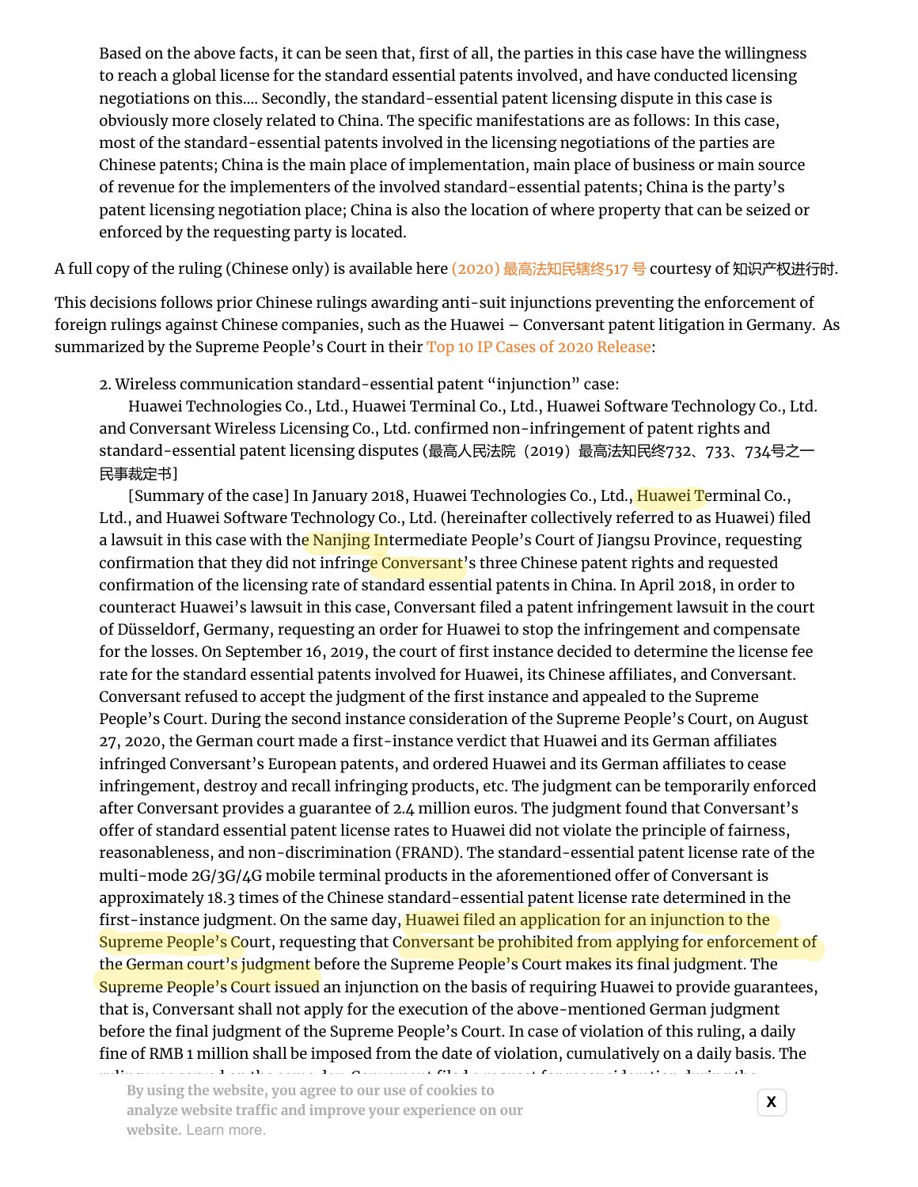> Based on the above facts, it can be seen that, first of all, the parties in this case have the willingness to reach a global license for the standard essential patents involved, and have conducted licensing negotiations on this.... Secondly, the standard-essential patent licensing dispute in this case is obviously more closely related to China. The specific manifestations are as follows: In this case, most of the standard-essential patents involved in the licensing negotiations of the parties are Chinese patents; China is the main place of implementation, main place of business or main source of revenue for the implementers of the involved standard-essential patents; China is the party's patent licensing negotiation place; China is also the location of where property that can be seized or enforced by the requesting party is located.

A full copy of the ruling (Chinese only) is available here (2020) 最高法知民辖终517 号 courtesy of 知识产权进行时.

This decisions follows prior Chinese rulings awarding anti-suit injunctions preventing the enforcement of foreign rulings against Chinese companies, such as the Huawei – Conversant patent litigation in Germany. As summarized by the Supreme People's Court in their Top 10 IP Cases of 2020 Release:

> 2. Wireless communication standard-essential patent "injunction" case:
>
> Huawei Technologies Co., Ltd., Huawei Terminal Co., Ltd., Huawei Software Technology Co., Ltd. and Conversant Wireless Licensing Co., Ltd. confirmed non-infringement of patent rights and standard-essential patent licensing disputes (最高人民法院（2019）最高法知民终732、733、734号之一民事裁定书]
>
> [Summary of the case] In January 2018, Huawei Technologies Co., Ltd., Huawei Terminal Co., Ltd., and Huawei Software Technology Co., Ltd. (hereinafter collectively referred to as Huawei) filed a lawsuit in this case with the Nanjing Intermediate People's Court of Jiangsu Province, requesting confirmation that they did not infringe Conversant's three Chinese patent rights and requested confirmation of the licensing rate of standard essential patents in China. In April 2018, in order to counteract Huawei's lawsuit in this case, Conversant filed a patent infringement lawsuit in the court of Düsseldorf, Germany, requesting an order for Huawei to stop the infringement and compensate for the losses. On September 16, 2019, the court of first instance decided to determine the license fee rate for the standard essential patents involved for Huawei, its Chinese affiliates, and Conversant. Conversant refused to accept the judgment of the first instance and appealed to the Supreme People's Court. During the second instance consideration of the Supreme People's Court, on August 27, 2020, the German court made a first-instance verdict that Huawei and its German affiliates infringed Conversant's European patents, and ordered Huawei and its German affiliates to cease infringement, destroy and recall infringing products, etc. The judgment can be temporarily enforced after Conversant provides a guarantee of 2.4 million euros. The judgment found that Conversant's offer of standard essential patent license rates to Huawei did not violate the principle of fairness, reasonableness, and non-discrimination (FRAND). The standard-essential patent license rate of the multi-mode 2G/3G/4G mobile terminal products in the aforementioned offer of Conversant is approximately 18.3 times of the Chinese standard-essential patent license rate determined in the first-instance judgment. On the same day, Huawei filed an application for an injunction to the Supreme People's Court, requesting that Conversant be prohibited from applying for enforcement of the German court's judgment before the Supreme People's Court makes its final judgment. The Supreme People's Court issued an injunction on the basis of requiring Huawei to provide guarantees, that is, Conversant shall not apply for the execution of the above-mentioned German judgment before the final judgment of the Supreme People's Court. In case of violation of this ruling, a daily fine of RMB 1 million shall be imposed from the date of violation, cumulatively on a daily basis. The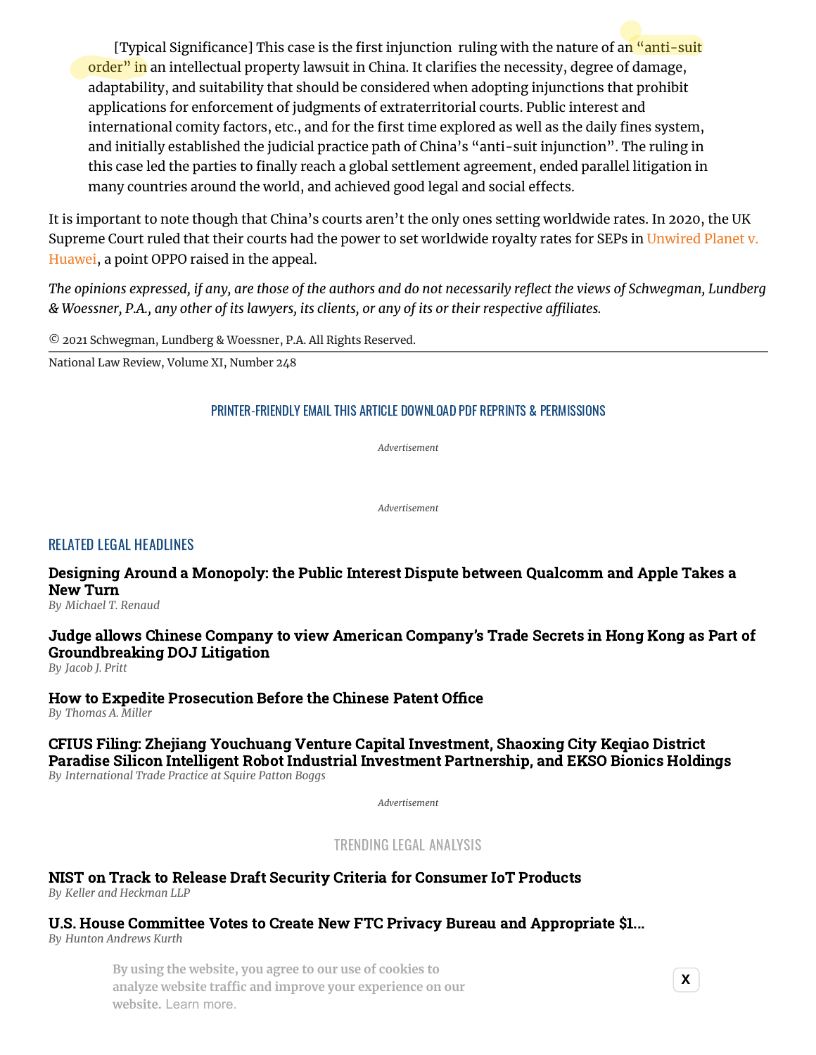> [Typical Significance] This case is the first injunction ruling with the nature of an "anti-suit order" in an intellectual property lawsuit in China. It clarifies the necessity, degree of damage, adaptability, and suitability that should be considered when adopting injunctions that prohibit applications for enforcement of judgments of extraterritorial courts. Public interest and international comity factors, etc., and for the first time explored as well as the daily fines system, and initially established the judicial practice path of China's "anti-suit injunction". The ruling in this case led the parties to finally reach a global settlement agreement, ended parallel litigation in many countries around the world, and achieved good legal and social effects.

It is important to note though that China's courts aren't the only ones setting worldwide rates. In 2020, the UK Supreme Court ruled that their courts had the power to set worldwide royalty rates for SEPs in Unwired Planet v. Huawei, a point OPPO raised in the appeal.

*The opinions expressed, if any, are those of the authors and do not necessarily reflect the views of Schwegman, Lundberg & Woessner, P.A., any other of its lawyers, its clients, or any of its or their respective affiliates.*

© 2021 Schwegman, Lundberg & Woessner, P.A. All Rights Reserved.

National Law Review, Volume XI, Number 248

PRINTER-FRIENDLY EMAIL THIS ARTICLE DOWNLOAD PDF REPRINTS & PERMISSIONS

*Advertisement*

*Advertisement*

## RELATED LEGAL HEADLINES

**Designing Around a Monopoly: the Public Interest Dispute between Qualcomm and Apple Takes a New Turn**
*By Michael T. Renaud*

**Judge allows Chinese Company to view American Company's Trade Secrets in Hong Kong as Part of Groundbreaking DOJ Litigation**
*By Jacob J. Pritt*

**How to Expedite Prosecution Before the Chinese Patent Office**
*By Thomas A. Miller*

**CFIUS Filing: Zhejiang Youchuang Venture Capital Investment, Shaoxing City Keqiao District Paradise Silicon Intelligent Robot Industrial Investment Partnership, and EKSO Bionics Holdings**
*By International Trade Practice at Squire Patton Boggs*

*Advertisement*

## TRENDING LEGAL ANALYSIS

**NIST on Track to Release Draft Security Criteria for Consumer IoT Products**
*By Keller and Heckman LLP*

**U.S. House Committee Votes to Create New FTC Privacy Bureau and Appropriate $1...**
*By Hunton Andrews Kurth*

By using the website, you agree to our use of cookies to analyze website traffic and improve your experience on our website. Learn more.

X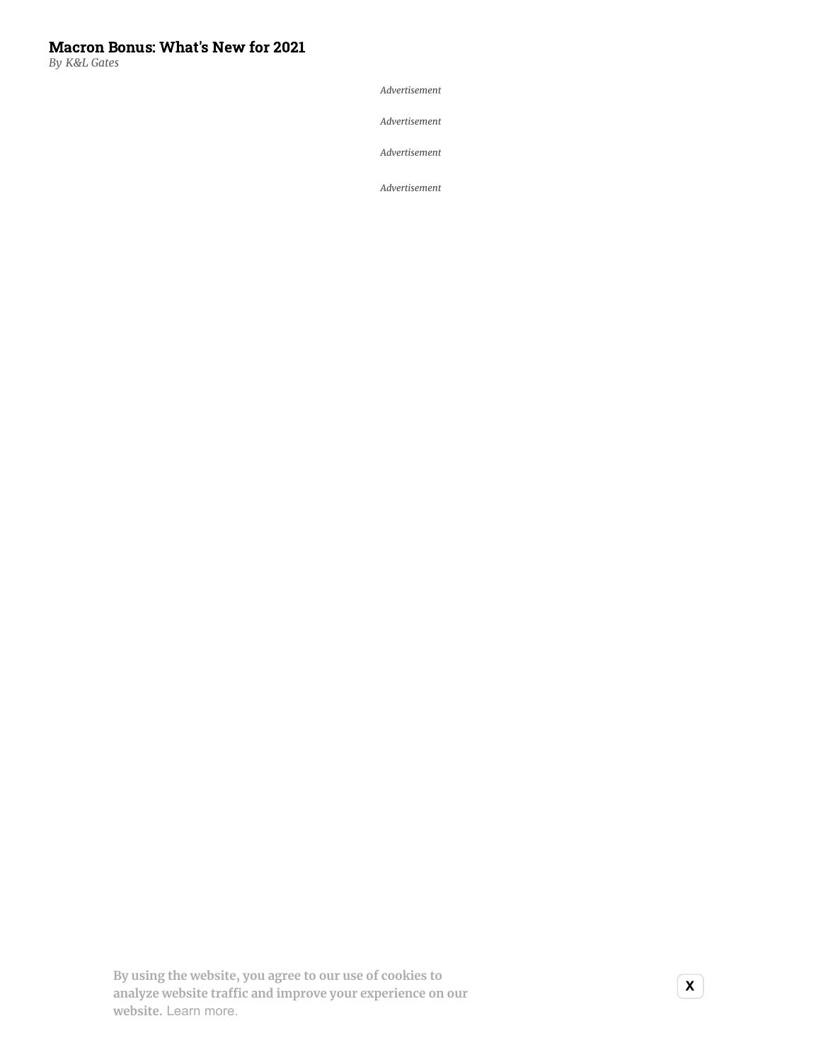**Macron Bonus: What's New for 2021**

*By K&L Gates*

*Advertisement*

*Advertisement*

*Advertisement*

*Advertisement*

By using the website, you agree to our use of cookies to analyze website traffic and improve your experience on our website. Learn more.

X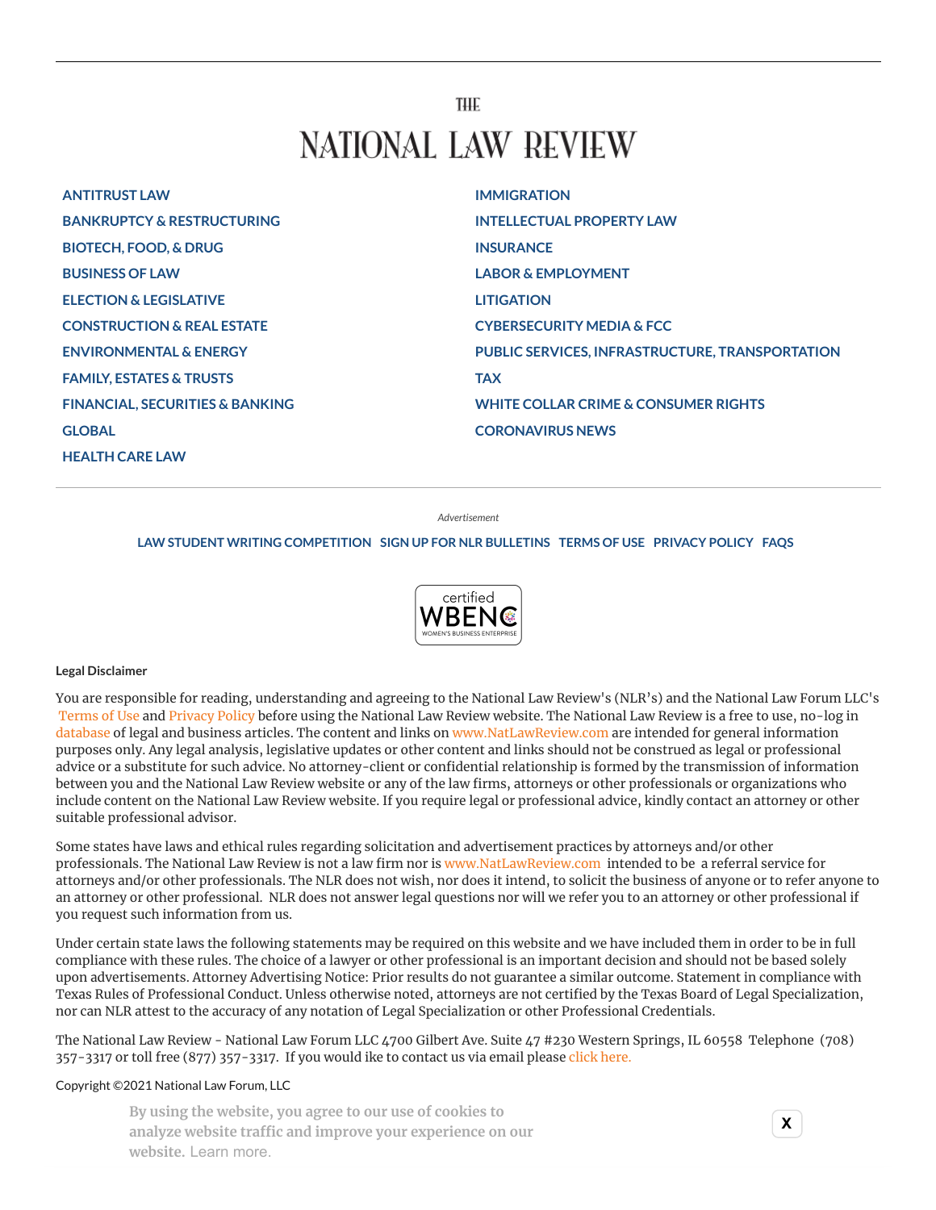THE

# NATIONAL LAW REVIEW

- ANTITRUST LAW
- BANKRUPTCY & RESTRUCTURING
- BIOTECH, FOOD, & DRUG
- BUSINESS OF LAW
- ELECTION & LEGISLATIVE
- CONSTRUCTION & REAL ESTATE
- ENVIRONMENTAL & ENERGY
- FAMILY, ESTATES & TRUSTS
- FINANCIAL, SECURITIES & BANKING
- GLOBAL
- HEALTH CARE LAW
- IMMIGRATION
- INTELLECTUAL PROPERTY LAW
- INSURANCE
- LABOR & EMPLOYMENT
- LITIGATION
- CYBERSECURITY MEDIA & FCC
- PUBLIC SERVICES, INFRASTRUCTURE, TRANSPORTATION
- TAX
- WHITE COLLAR CRIME & CONSUMER RIGHTS
- CORONAVIRUS NEWS

*Advertisement*

LAW STUDENT WRITING COMPETITION | SIGN UP FOR NLR BULLETINS | TERMS OF USE | PRIVACY POLICY | FAQS

certified WBENC WOMEN'S BUSINESS ENTERPRISE

**Legal Disclaimer**

You are responsible for reading, understanding and agreeing to the National Law Review's (NLR's) and the National Law Forum LLC's Terms of Use and Privacy Policy before using the National Law Review website. The National Law Review is a free to use, no-log in database of legal and business articles. The content and links on www.NatLawReview.com are intended for general information purposes only. Any legal analysis, legislative updates or other content and links should not be construed as legal or professional advice or a substitute for such advice. No attorney-client or confidential relationship is formed by the transmission of information between you and the National Law Review website or any of the law firms, attorneys or other professionals or organizations who include content on the National Law Review website. If you require legal or professional advice, kindly contact an attorney or other suitable professional advisor.

Some states have laws and ethical rules regarding solicitation and advertisement practices by attorneys and/or other professionals. The National Law Review is not a law firm nor is www.NatLawReview.com intended to be a referral service for attorneys and/or other professionals. The NLR does not wish, nor does it intend, to solicit the business of anyone or to refer anyone to an attorney or other professional. NLR does not answer legal questions nor will we refer you to an attorney or other professional if you request such information from us.

Under certain state laws the following statements may be required on this website and we have included them in order to be in full compliance with these rules. The choice of a lawyer or other professional is an important decision and should not be based solely upon advertisements. Attorney Advertising Notice: Prior results do not guarantee a similar outcome. Statement in compliance with Texas Rules of Professional Conduct. Unless otherwise noted, attorneys are not certified by the Texas Board of Legal Specialization, nor can NLR attest to the accuracy of any notation of Legal Specialization or other Professional Credentials.

The National Law Review - National Law Forum LLC 4700 Gilbert Ave. Suite 47 #230 Western Springs, IL 60558 Telephone (708) 357-3317 or toll free (877) 357-3317. If you would ike to contact us via email please click here.

Copyright ©2021 National Law Forum, LLC

By using the website, you agree to our use of cookies to analyze website traffic and improve your experience on our website. Learn more.

X